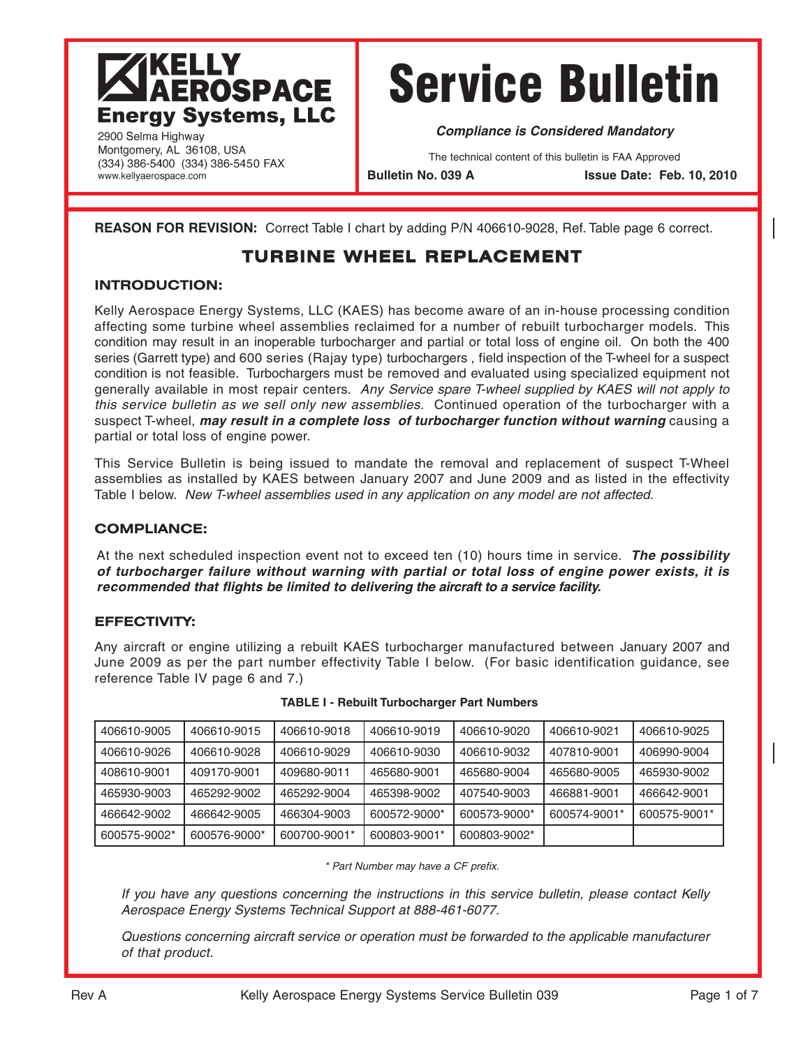# KELLY AEROSPACE Energy Systems, LLC

2900 Selma Highway
Montgomery, AL 36108, USA
(334) 386-5400 (334) 386-5450 FAX
www.kellyaerospace.com

# Service Bulletin

***Compliance is Considered Mandatory***

The technical content of this bulletin is FAA Approved

**Bulletin No. 039 A** **Issue Date: Feb. 10, 2010**

**REASON FOR REVISION:** Correct Table I chart by adding P/N 406610-9028, Ref. Table page 6 correct.

## TURBINE WHEEL REPLACEMENT

### INTRODUCTION:

Kelly Aerospace Energy Systems, LLC (KAES) has become aware of an in-house processing condition affecting some turbine wheel assemblies reclaimed for a number of rebuilt turbocharger models. This condition may result in an inoperable turbocharger and partial or total loss of engine oil. On both the 400 series (Garrett type) and 600 series (Rajay type) turbochargers , field inspection of the T-wheel for a suspect condition is not feasible. Turbochargers must be removed and evaluated using specialized equipment not generally available in most repair centers. *Any Service spare T-wheel supplied by KAES will not apply to this service bulletin as we sell only new assemblies.* Continued operation of the turbocharger with a suspect T-wheel, ***may result in a complete loss of turbocharger function without warning*** causing a partial or total loss of engine power.

This Service Bulletin is being issued to mandate the removal and replacement of suspect T-Wheel assemblies as installed by KAES between January 2007 and June 2009 and as listed in the effectivity Table I below. *New T-wheel assemblies used in any application on any model are not affected.*

### COMPLIANCE:

At the next scheduled inspection event not to exceed ten (10) hours time in service. ***The possibility of turbocharger failure without warning with partial or total loss of engine power exists, it is recommended that flights be limited to delivering the aircraft to a service facility.***

### EFFECTIVITY:

Any aircraft or engine utilizing a rebuilt KAES turbocharger manufactured between January 2007 and June 2009 as per the part number effectivity Table I below. (For basic identification guidance, see reference Table IV page 6 and 7.)

**TABLE I - Rebuilt Turbocharger Part Numbers**

| | | | | | | |
|---|---|---|---|---|---|---|
| 406610-9005 | 406610-9015 | 406610-9018 | 406610-9019 | 406610-9020 | 406610-9021 | 406610-9025 |
| 406610-9026 | 406610-9028 | 406610-9029 | 406610-9030 | 406610-9032 | 407810-9001 | 406990-9004 |
| 408610-9001 | 409170-9001 | 409680-9011 | 465680-9001 | 465680-9004 | 465680-9005 | 465930-9002 |
| 465930-9003 | 465292-9002 | 465292-9004 | 465398-9002 | 407540-9003 | 466881-9001 | 466642-9001 |
| 466642-9002 | 466642-9005 | 466304-9003 | 600572-9000* | 600573-9000* | 600574-9001* | 600575-9001* |
| 600575-9002* | 600576-9000* | 600700-9001* | 600803-9001* | 600803-9002* | | |

*\* Part Number may have a CF prefix.*

*If you have any questions concerning the instructions in this service bulletin, please contact Kelly Aerospace Energy Systems Technical Support at 888-461-6077.*

*Questions concerning aircraft service or operation must be forwarded to the applicable manufacturer of that product.*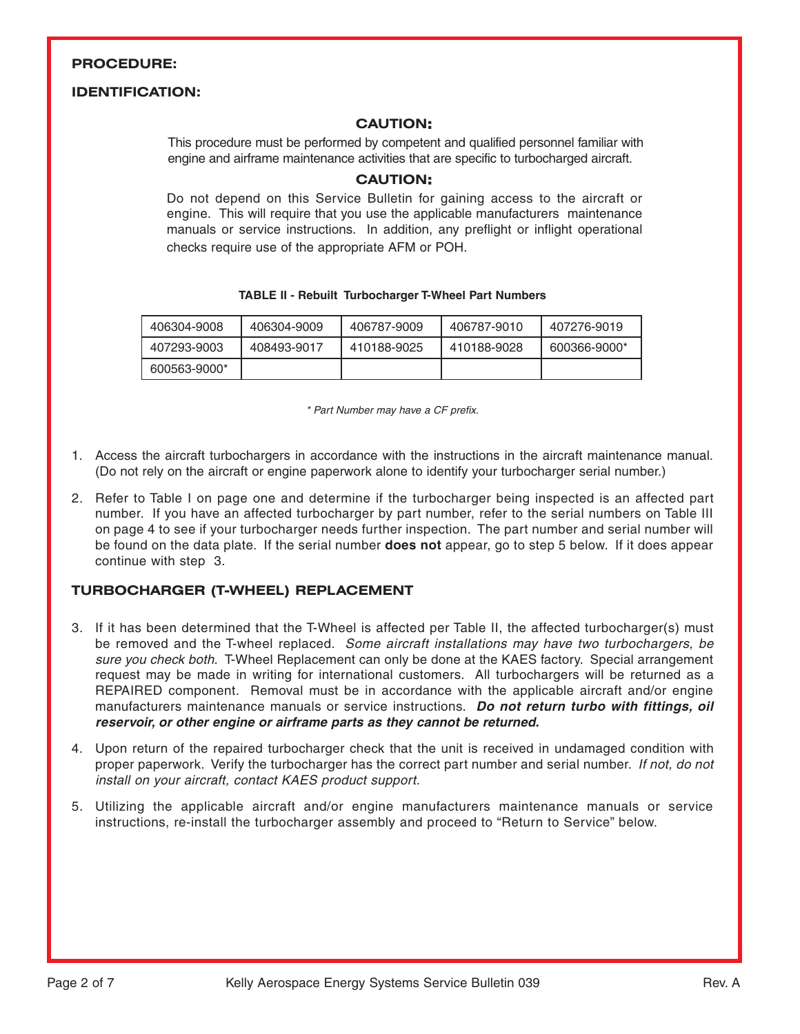## PROCEDURE:

## IDENTIFICATION:

### CAUTION:

This procedure must be performed by competent and qualified personnel familiar with engine and airframe maintenance activities that are specific to turbocharged aircraft.

### CAUTION:

Do not depend on this Service Bulletin for gaining access to the aircraft or engine. This will require that you use the applicable manufacturers maintenance manuals or service instructions. In addition, any preflight or inflight operational checks require use of the appropriate AFM or POH.

**TABLE II - Rebuilt Turbocharger T-Wheel Part Numbers**

| | | | | |
|---|---|---|---|---|
| 406304-9008 | 406304-9009 | 406787-9009 | 406787-9010 | 407276-9019 |
| 407293-9003 | 408493-9017 | 410188-9025 | 410188-9028 | 600366-9000* |
| 600563-9000* | | | | |

*\* Part Number may have a CF prefix.*

1. Access the aircraft turbochargers in accordance with the instructions in the aircraft maintenance manual. (Do not rely on the aircraft or engine paperwork alone to identify your turbocharger serial number.)

2. Refer to Table I on page one and determine if the turbocharger being inspected is an affected part number. If you have an affected turbocharger by part number, refer to the serial numbers on Table III on page 4 to see if your turbocharger needs further inspection. The part number and serial number will be found on the data plate. If the serial number **does not** appear, go to step 5 below. If it does appear continue with step 3.

## TURBOCHARGER (T-WHEEL) REPLACEMENT

3. If it has been determined that the T-Wheel is affected per Table II, the affected turbocharger(s) must be removed and the T-wheel replaced. *Some aircraft installations may have two turbochargers, be sure you check both*. T-Wheel Replacement can only be done at the KAES factory. Special arrangement request may be made in writing for international customers. All turbochargers will be returned as a REPAIRED component. Removal must be in accordance with the applicable aircraft and/or engine manufacturers maintenance manuals or service instructions. ***Do not return turbo with fittings, oil reservoir, or other engine or airframe parts as they cannot be returned.***

4. Upon return of the repaired turbocharger check that the unit is received in undamaged condition with proper paperwork. Verify the turbocharger has the correct part number and serial number. *If not, do not install on your aircraft, contact KAES product support.*

5. Utilizing the applicable aircraft and/or engine manufacturers maintenance manuals or service instructions, re-install the turbocharger assembly and proceed to "Return to Service" below.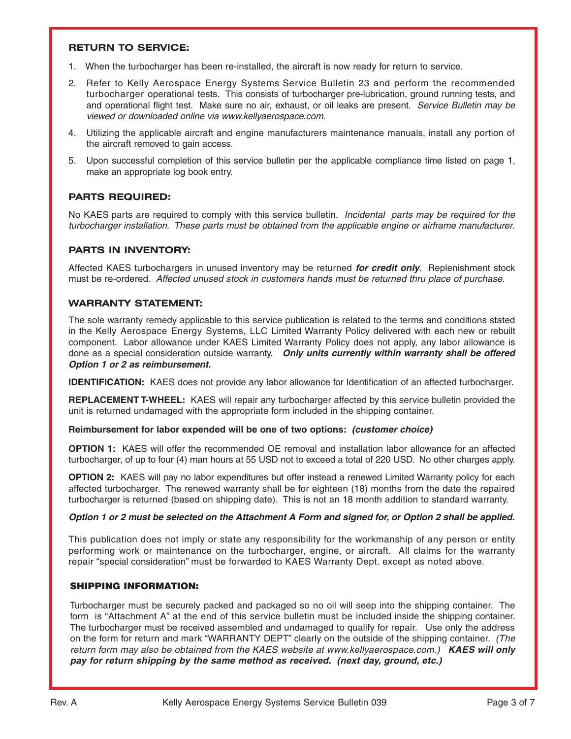### RETURN TO SERVICE:

1. When the turbocharger has been re-installed, the aircraft is now ready for return to service.
2. Refer to Kelly Aerospace Energy Systems Service Bulletin 23 and perform the recommended turbocharger operational tests. This consists of turbocharger pre-lubrication, ground running tests, and and operational flight test. Make sure no air, exhaust, or oil leaks are present. *Service Bulletin may be viewed or downloaded online via www.kellyaerospace.com.*
4. Utilizing the applicable aircraft and engine manufacturers maintenance manuals, install any portion of the aircraft removed to gain access.
5. Upon successful completion of this service bulletin per the applicable compliance time listed on page 1, make an appropriate log book entry.

### PARTS REQUIRED:

No KAES parts are required to comply with this service bulletin. *Incidental parts may be required for the turbocharger installation. These parts must be obtained from the applicable engine or airframe manufacturer.*

### PARTS IN INVENTORY:

Affected KAES turbochargers in unused inventory may be returned ***for credit only***. Replenishment stock must be re-ordered. *Affected unused stock in customers hands must be returned thru place of purchase.*

### WARRANTY STATEMENT:

The sole warranty remedy applicable to this service publication is related to the terms and conditions stated in the Kelly Aerospace Energy Systems, LLC Limited Warranty Policy delivered with each new or rebuilt component. Labor allowance under KAES Limited Warranty Policy does not apply, any labor allowance is done as a special consideration outside warranty. ***Only units currently within warranty shall be offered Option 1 or 2 as reimbursement.***

**IDENTIFICATION:** KAES does not provide any labor allowance for Identification of an affected turbocharger.

**REPLACEMENT T-WHEEL:** KAES will repair any turbocharger affected by this service bulletin provided the unit is returned undamaged with the appropriate form included in the shipping container.

**Reimbursement for labor expended will be one of two options:** ***(customer choice)***

**OPTION 1:** KAES will offer the recommended OE removal and installation labor allowance for an affected turbocharger, of up to four (4) man hours at 55 USD not to exceed a total of 220 USD. No other charges apply.

**OPTION 2:** KAES will pay no labor expenditures but offer instead a renewed Limited Warranty policy for each affected turbocharger. The renewed warranty shall be for eighteen (18) months from the date the repaired turbocharger is returned (based on shipping date). This is not an 18 month addition to standard warranty.

***Option 1 or 2 must be selected on the Attachment A Form and signed for, or Option 2 shall be applied.***

This publication does not imply or state any responsibility for the workmanship of any person or entity performing work or maintenance on the turbocharger, engine, or aircraft. All claims for the warranty repair "special consideration" must be forwarded to KAES Warranty Dept. except as noted above.

### SHIPPING INFORMATION:

Turbocharger must be securely packed and packaged so no oil will seep into the shipping container. The form is "Attachment A" at the end of this service bulletin must be included inside the shipping container. The turbocharger must be received assembled and undamaged to qualify for repair. Use only the address on the form for return and mark "WARRANTY DEPT" clearly on the outside of the shipping container. *(The return form may also be obtained from the KAES website at www.kellyaerospace.com.)* ***KAES will only pay for return shipping by the same method as received. (next day, ground, etc.)***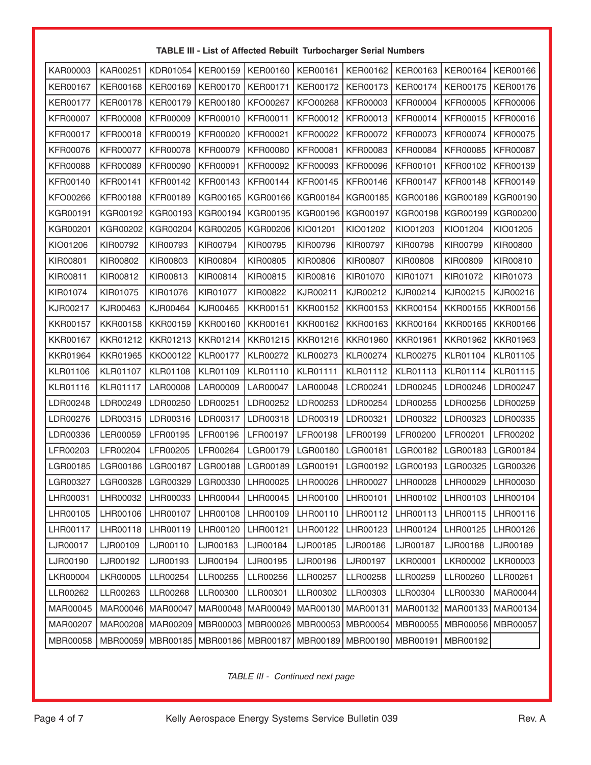**TABLE III - List of Affected Rebuilt Turbocharger Serial Numbers**

| | | | | | | | | | |
|---|---|---|---|---|---|---|---|---|---|
| KAR00003 | KAR00251 | KDR01054 | KER00159 | KER00160 | KER00161 | KER00162 | KER00163 | KER00164 | KER00166 |
| KER00167 | KER00168 | KER00169 | KER00170 | KER00171 | KER00172 | KER00173 | KER00174 | KER00175 | KER00176 |
| KER00177 | KER00178 | KER00179 | KER00180 | KFO00267 | KFO00268 | KFR00003 | KFR00004 | KFR00005 | KFR00006 |
| KFR00007 | KFR00008 | KFR00009 | KFR00010 | KFR00011 | KFR00012 | KFR00013 | KFR00014 | KFR00015 | KFR00016 |
| KFR00017 | KFR00018 | KFR00019 | KFR00020 | KFR00021 | KFR00022 | KFR00072 | KFR00073 | KFR00074 | KFR00075 |
| KFR00076 | KFR00077 | KFR00078 | KFR00079 | KFR00080 | KFR00081 | KFR00083 | KFR00084 | KFR00085 | KFR00087 |
| KFR00088 | KFR00089 | KFR00090 | KFR00091 | KFR00092 | KFR00093 | KFR00096 | KFR00101 | KFR00102 | KFR00139 |
| KFR00140 | KFR00141 | KFR00142 | KFR00143 | KFR00144 | KFR00145 | KFR00146 | KFR00147 | KFR00148 | KFR00149 |
| KFO00266 | KFR00188 | KFR00189 | KGR00165 | KGR00166 | KGR00184 | KGR00185 | KGR00186 | KGR00189 | KGR00190 |
| KGR00191 | KGR00192 | KGR00193 | KGR00194 | KGR00195 | KGR00196 | KGR00197 | KGR00198 | KGR00199 | KGR00200 |
| KGR00201 | KGR00202 | KGR00204 | KGR00205 | KGR00206 | KIO01201 | KIO01202 | KIO01203 | KIO01204 | KIO01205 |
| KIO01206 | KIR00792 | KIR00793 | KIR00794 | KIR00795 | KIR00796 | KIR00797 | KIR00798 | KIR00799 | KIR00800 |
| KIR00801 | KIR00802 | KIR00803 | KIR00804 | KIR00805 | KIR00806 | KIR00807 | KIR00808 | KIR00809 | KIR00810 |
| KIR00811 | KIR00812 | KIR00813 | KIR00814 | KIR00815 | KIR00816 | KIR01070 | KIR01071 | KIR01072 | KIR01073 |
| KIR01074 | KIR01075 | KIR01076 | KIR01077 | KIR00822 | KJR00211 | KJR00212 | KJR00214 | KJR00215 | KJR00216 |
| KJR00217 | KJR00463 | KJR00464 | KJR00465 | KKR00151 | KKR00152 | KKR00153 | KKR00154 | KKR00155 | KKR00156 |
| KKR00157 | KKR00158 | KKR00159 | KKR00160 | KKR00161 | KKR00162 | KKR00163 | KKR00164 | KKR00165 | KKR00166 |
| KKR00167 | KKR01212 | KKR01213 | KKR01214 | KKR01215 | KKR01216 | KKR01960 | KKR01961 | KKR01962 | KKR01963 |
| KKR01964 | KKR01965 | KKO00122 | KLR00177 | KLR00272 | KLR00273 | KLR00274 | KLR00275 | KLR01104 | KLR01105 |
| KLR01106 | KLR01107 | KLR01108 | KLR01109 | KLR01110 | KLR01111 | KLR01112 | KLR01113 | KLR01114 | KLR01115 |
| KLR01116 | KLR01117 | LAR00008 | LAR00009 | LAR00047 | LAR00048 | LCR00241 | LDR00245 | LDR00246 | LDR00247 |
| LDR00248 | LDR00249 | LDR00250 | LDR00251 | LDR00252 | LDR00253 | LDR00254 | LDR00255 | LDR00256 | LDR00259 |
| LDR00276 | LDR00315 | LDR00316 | LDR00317 | LDR00318 | LDR00319 | LDR00321 | LDR00322 | LDR00323 | LDR00335 |
| LDR00336 | LER00059 | LFR00195 | LFR00196 | LFR00197 | LFR00198 | LFR00199 | LFR00200 | LFR00201 | LFR00202 |
| LFR00203 | LFR00204 | LFR00205 | LFR00264 | LGR00179 | LGR00180 | LGR00181 | LGR00182 | LGR00183 | LGR00184 |
| LGR00185 | LGR00186 | LGR00187 | LGR00188 | LGR00189 | LGR00191 | LGR00192 | LGR00193 | LGR00325 | LGR00326 |
| LGR00327 | LGR00328 | LGR00329 | LGR00330 | LHR00025 | LHR00026 | LHR00027 | LHR00028 | LHR00029 | LHR00030 |
| LHR00031 | LHR00032 | LHR00033 | LHR00044 | LHR00045 | LHR00100 | LHR00101 | LHR00102 | LHR00103 | LHR00104 |
| LHR00105 | LHR00106 | LHR00107 | LHR00108 | LHR00109 | LHR00110 | LHR00112 | LHR00113 | LHR00115 | LHR00116 |
| LHR00117 | LHR00118 | LHR00119 | LHR00120 | LHR00121 | LHR00122 | LHR00123 | LHR00124 | LHR00125 | LHR00126 |
| LJR00017 | LJR00109 | LJR00110 | LJR00183 | LJR00184 | LJR00185 | LJR00186 | LJR00187 | LJR00188 | LJR00189 |
| LJR00190 | LJR00192 | LJR00193 | LJR00194 | LJR00195 | LJR00196 | LJR00197 | LKR00001 | LKR00002 | LKR00003 |
| LKR00004 | LKR00005 | LLR00254 | LLR00255 | LLR00256 | LLR00257 | LLR00258 | LLR00259 | LLR00260 | LLR00261 |
| LLR00262 | LLR00263 | LLR00268 | LLR00300 | LLR00301 | LLR00302 | LLR00303 | LLR00304 | LLR00330 | MAR00044 |
| MAR00045 | MAR00046 | MAR00047 | MAR00048 | MAR00049 | MAR00130 | MAR00131 | MAR00132 | MAR00133 | MAR00134 |
| MAR00207 | MAR00208 | MAR00209 | MBR00003 | MBR00026 | MBR00053 | MBR00054 | MBR00055 | MBR00056 | MBR00057 |
| MBR00058 | MBR00059 | MBR00185 | MBR00186 | MBR00187 | MBR00189 | MBR00190 | MBR00191 | MBR00192 | |

*TABLE III - Continued next page*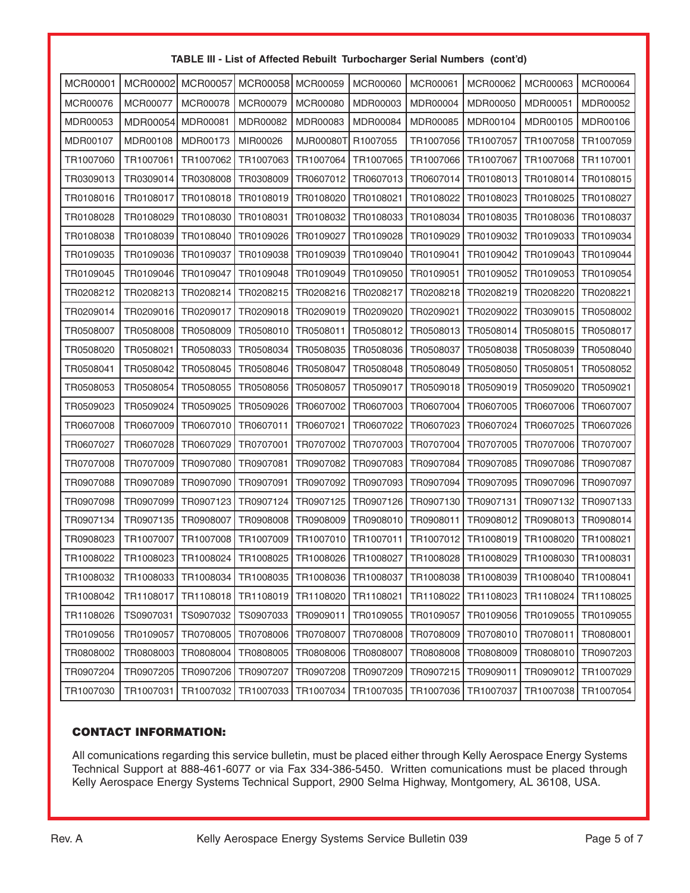**TABLE III - List of Affected Rebuilt Turbocharger Serial Numbers (cont'd)**

| | | | | | | | | | |
|---|---|---|---|---|---|---|---|---|---|
| MCR00001 | MCR00002 | MCR00057 | MCR00058 | MCR00059 | MCR00060 | MCR00061 | MCR00062 | MCR00063 | MCR00064 |
| MCR00076 | MCR00077 | MCR00078 | MCR00079 | MCR00080 | MDR00003 | MDR00004 | MDR00050 | MDR00051 | MDR00052 |
| MDR00053 | MDR00054 | MDR00081 | MDR00082 | MDR00083 | MDR00084 | MDR00085 | MDR00104 | MDR00105 | MDR00106 |
| MDR00107 | MDR00108 | MDR00173 | MIR00026 | MJR00080T | R1007055 | TR1007056 | TR1007057 | TR1007058 | TR1007059 |
| TR1007060 | TR1007061 | TR1007062 | TR1007063 | TR1007064 | TR1007065 | TR1007066 | TR1007067 | TR1007068 | TR1107001 |
| TR0309013 | TR0309014 | TR0308008 | TR0308009 | TR0607012 | TR0607013 | TR0607014 | TR0108013 | TR0108014 | TR0108015 |
| TR0108016 | TR0108017 | TR0108018 | TR0108019 | TR0108020 | TR0108021 | TR0108022 | TR0108023 | TR0108025 | TR0108027 |
| TR0108028 | TR0108029 | TR0108030 | TR0108031 | TR0108032 | TR0108033 | TR0108034 | TR0108035 | TR0108036 | TR0108037 |
| TR0108038 | TR0108039 | TR0108040 | TR0109026 | TR0109027 | TR0109028 | TR0109029 | TR0109032 | TR0109033 | TR0109034 |
| TR0109035 | TR0109036 | TR0109037 | TR0109038 | TR0109039 | TR0109040 | TR0109041 | TR0109042 | TR0109043 | TR0109044 |
| TR0109045 | TR0109046 | TR0109047 | TR0109048 | TR0109049 | TR0109050 | TR0109051 | TR0109052 | TR0109053 | TR0109054 |
| TR0208212 | TR0208213 | TR0208214 | TR0208215 | TR0208216 | TR0208217 | TR0208218 | TR0208219 | TR0208220 | TR0208221 |
| TR0209014 | TR0209016 | TR0209017 | TR0209018 | TR0209019 | TR0209020 | TR0209021 | TR0209022 | TR0309015 | TR0508002 |
| TR0508007 | TR0508008 | TR0508009 | TR0508010 | TR0508011 | TR0508012 | TR0508013 | TR0508014 | TR0508015 | TR0508017 |
| TR0508020 | TR0508021 | TR0508033 | TR0508034 | TR0508035 | TR0508036 | TR0508037 | TR0508038 | TR0508039 | TR0508040 |
| TR0508041 | TR0508042 | TR0508045 | TR0508046 | TR0508047 | TR0508048 | TR0508049 | TR0508050 | TR0508051 | TR0508052 |
| TR0508053 | TR0508054 | TR0508055 | TR0508056 | TR0508057 | TR0509017 | TR0509018 | TR0509019 | TR0509020 | TR0509021 |
| TR0509023 | TR0509024 | TR0509025 | TR0509026 | TR0607002 | TR0607003 | TR0607004 | TR0607005 | TR0607006 | TR0607007 |
| TR0607008 | TR0607009 | TR0607010 | TR0607011 | TR0607021 | TR0607022 | TR0607023 | TR0607024 | TR0607025 | TR0607026 |
| TR0607027 | TR0607028 | TR0607029 | TR0707001 | TR0707002 | TR0707003 | TR0707004 | TR0707005 | TR0707006 | TR0707007 |
| TR0707008 | TR0707009 | TR0907080 | TR0907081 | TR0907082 | TR0907083 | TR0907084 | TR0907085 | TR0907086 | TR0907087 |
| TR0907088 | TR0907089 | TR0907090 | TR0907091 | TR0907092 | TR0907093 | TR0907094 | TR0907095 | TR0907096 | TR0907097 |
| TR0907098 | TR0907099 | TR0907123 | TR0907124 | TR0907125 | TR0907126 | TR0907130 | TR0907131 | TR0907132 | TR0907133 |
| TR0907134 | TR0907135 | TR0908007 | TR0908008 | TR0908009 | TR0908010 | TR0908011 | TR0908012 | TR0908013 | TR0908014 |
| TR0908023 | TR1007007 | TR1007008 | TR1007009 | TR1007010 | TR1007011 | TR1007012 | TR1008019 | TR1008020 | TR1008021 |
| TR1008022 | TR1008023 | TR1008024 | TR1008025 | TR1008026 | TR1008027 | TR1008028 | TR1008029 | TR1008030 | TR1008031 |
| TR1008032 | TR1008033 | TR1008034 | TR1008035 | TR1008036 | TR1008037 | TR1008038 | TR1008039 | TR1008040 | TR1008041 |
| TR1008042 | TR1108017 | TR1108018 | TR1108019 | TR1108020 | TR1108021 | TR1108022 | TR1108023 | TR1108024 | TR1108025 |
| TR1108026 | TS0907031 | TS0907032 | TS0907033 | TR0909011 | TR0109055 | TR0109057 | TR0109056 | TR0109055 | TR0109055 |
| TR0109056 | TR0109057 | TR0708005 | TR0708006 | TR0708007 | TR0708008 | TR0708009 | TR0708010 | TR0708011 | TR0808001 |
| TR0808002 | TR0808003 | TR0808004 | TR0808005 | TR0808006 | TR0808007 | TR0808008 | TR0808009 | TR0808010 | TR0907203 |
| TR0907204 | TR0907205 | TR0907206 | TR0907207 | TR0907208 | TR0907209 | TR0907215 | TR0909011 | TR0909012 | TR1007029 |
| TR1007030 | TR1007031 | TR1007032 | TR1007033 | TR1007034 | TR1007035 | TR1007036 | TR1007037 | TR1007038 | TR1007054 |

## CONTACT INFORMATION:

All comunications regarding this service bulletin, must be placed either through Kelly Aerospace Energy Systems Technical Support at 888-461-6077 or via Fax 334-386-5450. Written comunications must be placed through Kelly Aerospace Energy Systems Technical Support, 2900 Selma Highway, Montgomery, AL 36108, USA.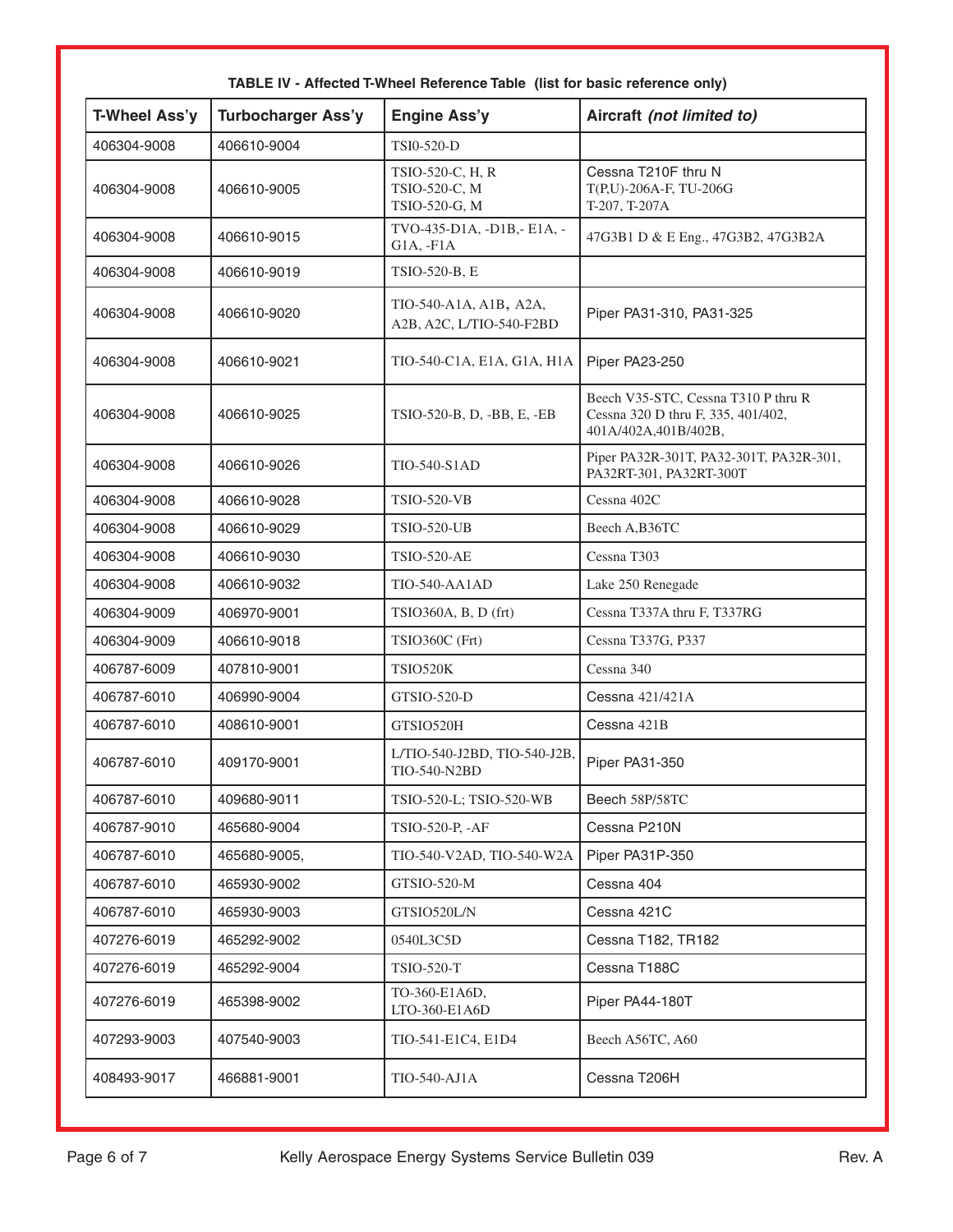**TABLE IV - Affected T-Wheel Reference Table (list for basic reference only)**

| T-Wheel Ass'y | Turbocharger Ass'y | Engine Ass'y | Aircraft *(not limited to)* |
|---|---|---|---|
| 406304-9008 | 406610-9004 | TSI0-520-D | |
| 406304-9008 | 406610-9005 | TSIO-520-C, H, R<br>TSIO-520-C, M<br>TSIO-520-G, M | Cessna T210F thru N<br>T(P,U)-206A-F, TU-206G<br>T-207, T-207A |
| 406304-9008 | 406610-9015 | TVO-435-D1A, -D1B,- E1A, -G1A, -F1A | 47G3B1 D & E Eng., 47G3B2, 47G3B2A |
| 406304-9008 | 406610-9019 | TSIO-520-B, E | |
| 406304-9008 | 406610-9020 | TIO-540-A1A, A1B, A2A, A2B, A2C, L/TIO-540-F2BD | Piper PA31-310, PA31-325 |
| 406304-9008 | 406610-9021 | TIO-540-C1A, E1A, G1A, H1A | Piper PA23-250 |
| 406304-9008 | 406610-9025 | TSIO-520-B, D, -BB, E, -EB | Beech V35-STC, Cessna T310 P thru R<br>Cessna 320 D thru F, 335, 401/402, 401A/402A,401B/402B, |
| 406304-9008 | 406610-9026 | TIO-540-S1AD | Piper PA32R-301T, PA32-301T, PA32R-301, PA32RT-301, PA32RT-300T |
| 406304-9008 | 406610-9028 | TSIO-520-VB | Cessna 402C |
| 406304-9008 | 406610-9029 | TSIO-520-UB | Beech A,B36TC |
| 406304-9008 | 406610-9030 | TSIO-520-AE | Cessna T303 |
| 406304-9008 | 406610-9032 | TIO-540-AA1AD | Lake 250 Renegade |
| 406304-9009 | 406970-9001 | TSIO360A, B, D (frt) | Cessna T337A thru F, T337RG |
| 406304-9009 | 406610-9018 | TSIO360C (Frt) | Cessna T337G, P337 |
| 406787-6009 | 407810-9001 | TSIO520K | Cessna 340 |
| 406787-6010 | 406990-9004 | GTSIO-520-D | Cessna 421/421A |
| 406787-6010 | 408610-9001 | GTSIO520H | Cessna 421B |
| 406787-6010 | 409170-9001 | L/TIO-540-J2BD, TIO-540-J2B, TIO-540-N2BD | Piper PA31-350 |
| 406787-6010 | 409680-9011 | TSIO-520-L; TSIO-520-WB | Beech 58P/58TC |
| 406787-9010 | 465680-9004 | TSIO-520-P, -AF | Cessna P210N |
| 406787-6010 | 465680-9005, | TIO-540-V2AD, TIO-540-W2A | Piper PA31P-350 |
| 406787-6010 | 465930-9002 | GTSIO-520-M | Cessna 404 |
| 406787-6010 | 465930-9003 | GTSIO520L/N | Cessna 421C |
| 407276-6019 | 465292-9002 | 0540L3C5D | Cessna T182, TR182 |
| 407276-6019 | 465292-9004 | TSIO-520-T | Cessna T188C |
| 407276-6019 | 465398-9002 | TO-360-E1A6D,<br>LTO-360-E1A6D | Piper PA44-180T |
| 407293-9003 | 407540-9003 | TIO-541-E1C4, E1D4 | Beech A56TC, A60 |
| 408493-9017 | 466881-9001 | TIO-540-AJ1A | Cessna T206H |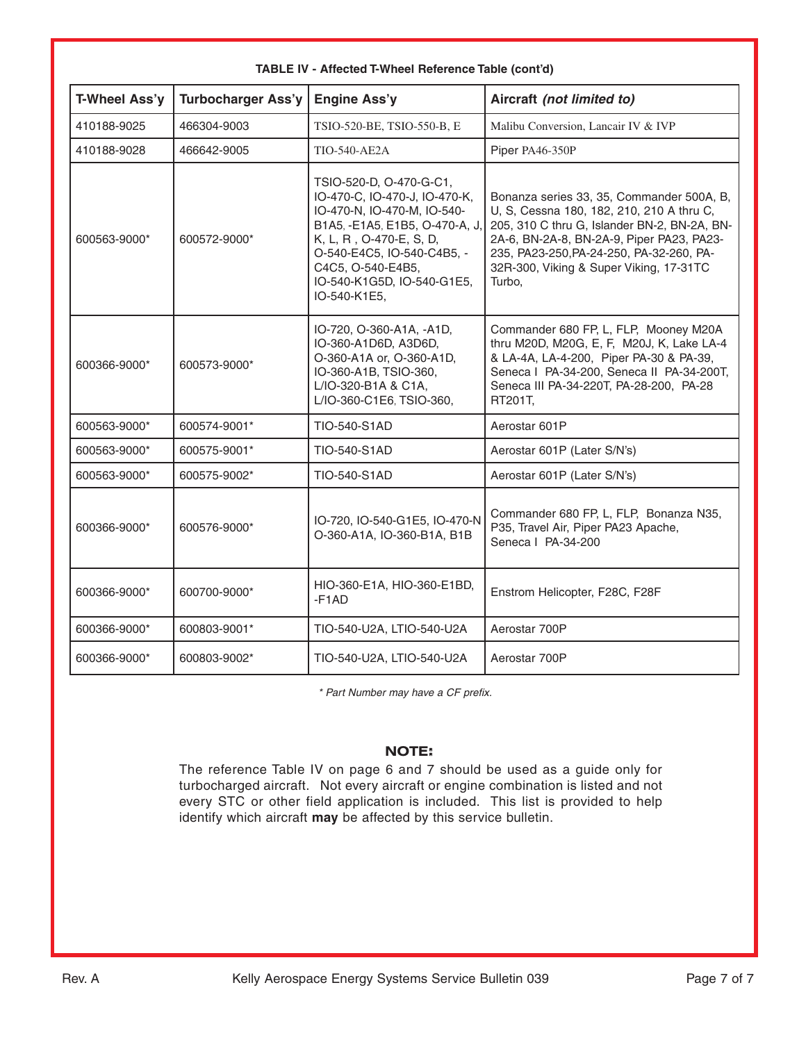**TABLE IV - Affected T-Wheel Reference Table (cont'd)**

| T-Wheel Ass'y | Turbocharger Ass'y | Engine Ass'y | Aircraft *(not limited to)* |
|---|---|---|---|
| 410188-9025 | 466304-9003 | TSIO-520-BE, TSIO-550-B, E | Malibu Conversion, Lancair IV & IVP |
| 410188-9028 | 466642-9005 | TIO-540-AE2A | Piper PA46-350P |
| 600563-9000* | 600572-9000* | TSIO-520-D, O-470-G-C1, IO-470-C, IO-470-J, IO-470-K, IO-470-N, IO-470-M, IO-540-B1A5, -E1A5, E1B5, O-470-A, J, K, L, R , O-470-E, S, D, O-540-E4C5, IO-540-C4B5, -C4C5, O-540-E4B5, IO-540-K1G5D, IO-540-G1E5, IO-540-K1E5, | Bonanza series 33, 35, Commander 500A, B, U, S, Cessna 180, 182, 210, 210 A thru C, 205, 310 C thru G, Islander BN-2, BN-2A, BN-2A-6, BN-2A-8, BN-2A-9, Piper PA23, PA23-235, PA23-250,PA-24-250, PA-32-260, PA-32R-300, Viking & Super Viking, 17-31TC Turbo, |
| 600366-9000* | 600573-9000* | IO-720, O-360-A1A, -A1D, IO-360-A1D6D, A3D6D, O-360-A1A or, O-360-A1D, IO-360-A1B, TSIO-360, L/IO-320-B1A & C1A, L/IO-360-C1E6, TSIO-360, | Commander 680 FP, L, FLP, Mooney M20A thru M20D, M20G, E, F, M20J, K, Lake LA-4 & LA-4A, LA-4-200, Piper PA-30 & PA-39, Seneca I PA-34-200, Seneca II PA-34-200T, Seneca III PA-34-220T, PA-28-200, PA-28 RT201T, |
| 600563-9000* | 600574-9001* | TIO-540-S1AD | Aerostar 601P |
| 600563-9000* | 600575-9001* | TIO-540-S1AD | Aerostar 601P (Later S/N's) |
| 600563-9000* | 600575-9002* | TIO-540-S1AD | Aerostar 601P (Later S/N's) |
| 600366-9000* | 600576-9000* | IO-720, IO-540-G1E5, IO-470-N O-360-A1A, IO-360-B1A, B1B | Commander 680 FP, L, FLP, Bonanza N35, P35, Travel Air, Piper PA23 Apache, Seneca I PA-34-200 |
| 600366-9000* | 600700-9000* | HIO-360-E1A, HIO-360-E1BD, -F1AD | Enstrom Helicopter, F28C, F28F |
| 600366-9000* | 600803-9001* | TIO-540-U2A, LTIO-540-U2A | Aerostar 700P |
| 600366-9000* | 600803-9002* | TIO-540-U2A, LTIO-540-U2A | Aerostar 700P |

*\* Part Number may have a CF prefix.*

**NOTE:**

The reference Table IV on page 6 and 7 should be used as a guide only for turbocharged aircraft. Not every aircraft or engine combination is listed and not every STC or other field application is included. This list is provided to help identify which aircraft **may** be affected by this service bulletin.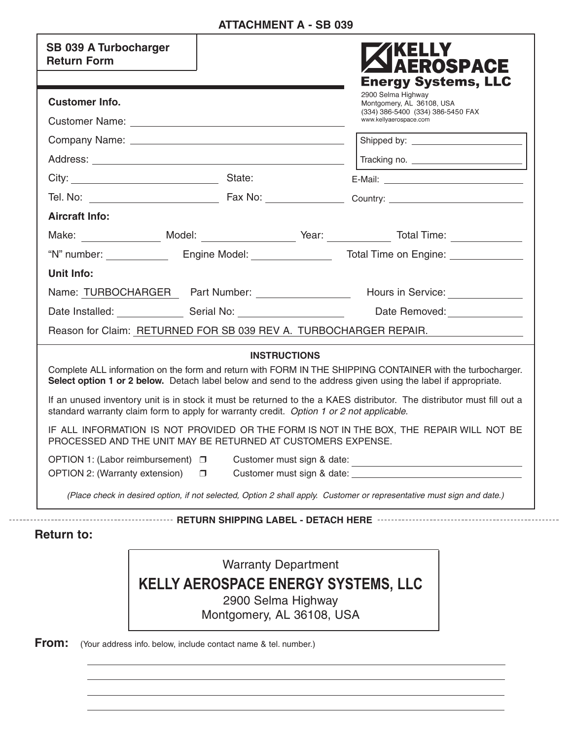**ATTACHMENT A - SB 039**

## SB 039 A Turbocharger Return Form

**KELLY AEROSPACE Energy Systems, LLC**
2900 Selma Highway
Montgomery, AL 36108, USA
(334) 386-5400 (334) 386-5450 FAX
www.kellyaerospace.com

Shipped by: ____________________

Tracking no. ____________________

### Customer Info.

Customer Name: ____________________

Company Name: ____________________

Address: ____________________

City: ____________________ State: ____________________

Tel. No: ____________________ Fax No: ____________________

E-Mail: ____________________

Country: ____________________

### Aircraft Info:

Make: __________ Model: __________ Year: __________ Total Time: __________

"N" number: __________ Engine Model: __________ Total Time on Engine: __________

### Unit Info:

Name: TURBOCHARGER Part Number: __________ Hours in Service: __________

Date Installed: __________ Serial No: __________ Date Removed: __________

Reason for Claim: RETURNED FOR SB 039 REV A. TURBOCHARGER REPAIR.

### INSTRUCTIONS

Complete ALL information on the form and return with FORM IN THE SHIPPING CONTAINER with the turbocharger. **Select option 1 or 2 below.** Detach label below and send to the address given using the label if appropriate.

If an unused inventory unit is in stock it must be returned to the a KAES distributor. The distributor must fill out a standard warranty claim form to apply for warranty credit. *Option 1 or 2 not applicable.*

IF ALL INFORMATION IS NOT PROVIDED OR THE FORM IS NOT IN THE BOX, THE REPAIR WILL NOT BE PROCESSED AND THE UNIT MAY BE RETURNED AT CUSTOMERS EXPENSE.

OPTION 1: (Labor reimbursement) ❐ Customer must sign & date: ____________________

OPTION 2: (Warranty extension) ❐ Customer must sign & date: ____________________

*(Place check in desired option, if not selected, Option 2 shall apply. Customer or representative must sign and date.)*

---

**RETURN SHIPPING LABEL - DETACH HERE**

**Return to:**

Warranty Department
**KELLY AEROSPACE ENERGY SYSTEMS, LLC**
2900 Selma Highway
Montgomery, AL 36108, USA

**From:** (Your address info. below, include contact name & tel. number.)

____________________

____________________

____________________

____________________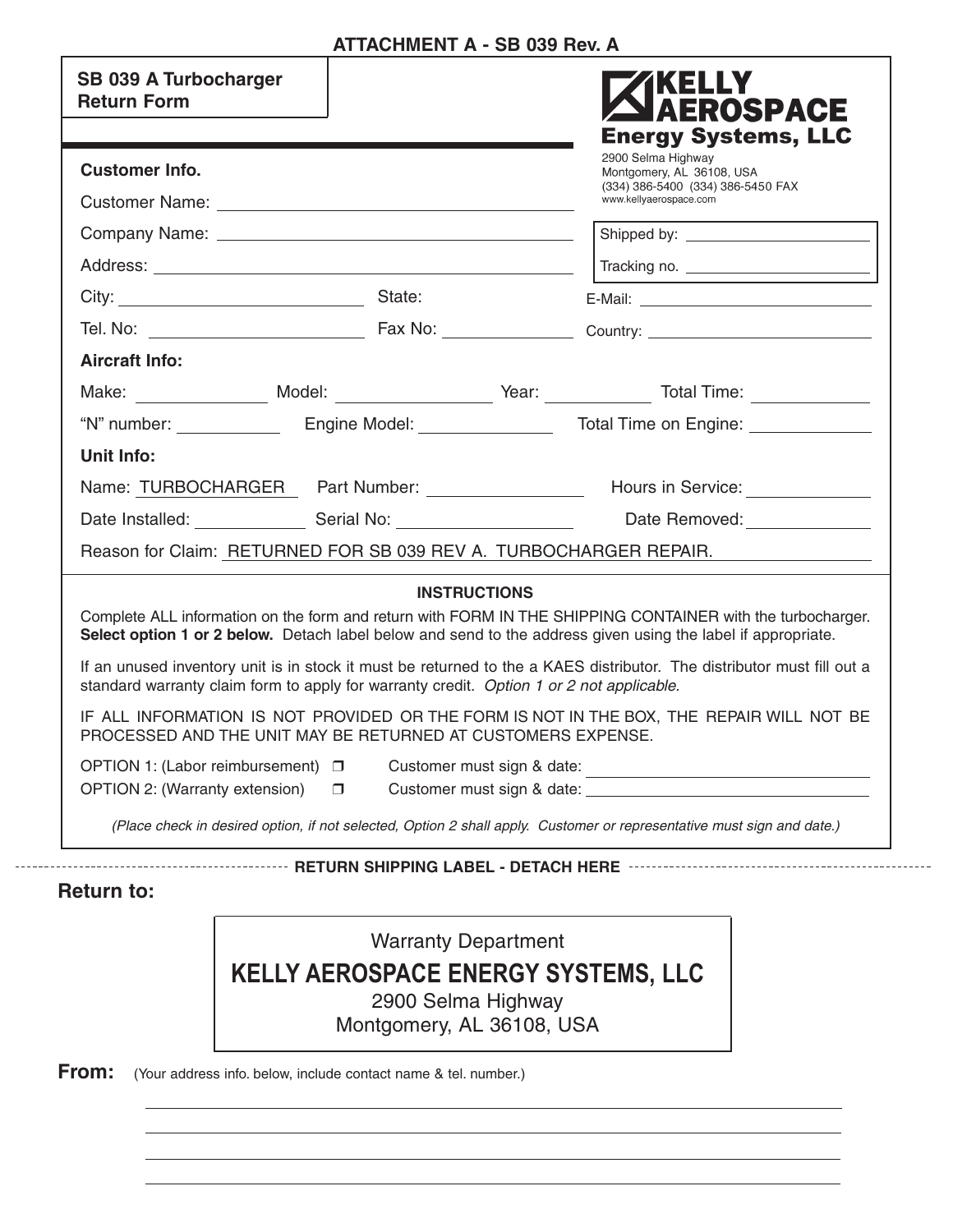## ATTACHMENT A - SB 039 Rev. A

**SB 039 A Turbocharger Return Form**

**KELLY AEROSPACE Energy Systems, LLC**
2900 Selma Highway
Montgomery, AL 36108, USA
(334) 386-5400 (334) 386-5450 FAX
www.kellyaerospace.com

Shipped by: ____________________

Tracking no. ____________________

**Customer Info.**

Customer Name: ____________________

Company Name: ____________________

Address: ____________________

City: ____________________ State: ____________________ E-Mail: ____________________

Tel. No: ____________________ Fax No: ____________________ Country: ____________________

**Aircraft Info:**

Make: ____________ Model: ____________ Year: ____________ Total Time: ____________

"N" number: ____________ Engine Model: ____________ Total Time on Engine: ____________

**Unit Info:**

Name: TURBOCHARGER Part Number: ____________ Hours in Service: ____________

Date Installed: ____________ Serial No: ____________ Date Removed: ____________

Reason for Claim: RETURNED FOR SB 039 REV A. TURBOCHARGER REPAIR.

**INSTRUCTIONS**

Complete ALL information on the form and return with FORM IN THE SHIPPING CONTAINER with the turbocharger. **Select option 1 or 2 below.** Detach label below and send to the address given using the label if appropriate.

If an unused inventory unit is in stock it must be returned to the a KAES distributor. The distributor must fill out a standard warranty claim form to apply for warranty credit. *Option 1 or 2 not applicable.*

IF ALL INFORMATION IS NOT PROVIDED OR THE FORM IS NOT IN THE BOX, THE REPAIR WILL NOT BE PROCESSED AND THE UNIT MAY BE RETURNED AT CUSTOMERS EXPENSE.

OPTION 1: (Labor reimbursement) ❒ Customer must sign & date: ____________________

OPTION 2: (Warranty extension) ❒ Customer must sign & date: ____________________

*(Place check in desired option, if not selected, Option 2 shall apply. Customer or representative must sign and date.)*

---

**RETURN SHIPPING LABEL - DETACH HERE**

**Return to:**

Warranty Department
**KELLY AEROSPACE ENERGY SYSTEMS, LLC**
2900 Selma Highway
Montgomery, AL 36108, USA

**From:** (Your address info. below, include contact name & tel. number.)

____________________

____________________

____________________

____________________